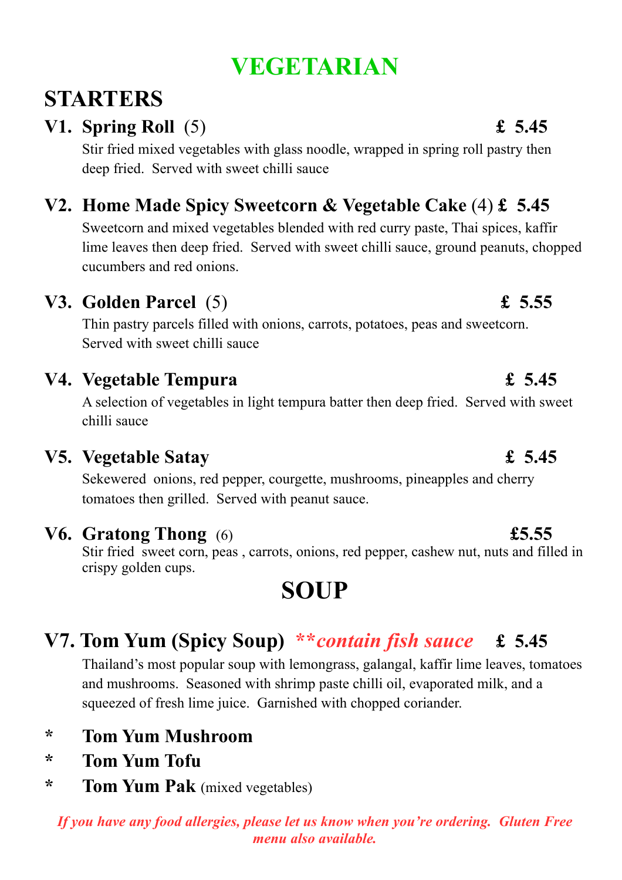# VEGETARIAN

## STARTERS

### V1. Spring Roll (5) £ 5.45

Stir fried mixed vegetables with glass noodle, wrapped in spring roll pastry then deep fried. Served with sweet chilli sauce

### V2. Home Made Spicy Sweetcorn & Vegetable Cake (4) £ 5.45

Sweetcorn and mixed vegetables blended with red curry paste, Thai spices, kaffir lime leaves then deep fried. Served with sweet chilli sauce, ground peanuts, chopped cucumbers and red onions.

### V3. Golden Parcel (5) £ 5.55

Thin pastry parcels filled with onions, carrots, potatoes, peas and sweetcorn. Served with sweet chilli sauce

### V4. Vegetable Tempura £ 5.45

A selection of vegetables in light tempura batter then deep fried. Served with sweet chilli sauce

### V5. Vegetable Satay £ 5.45

Sekewered onions, red pepper, courgette, mushrooms, pineapples and cherry tomatoes then grilled. Served with peanut sauce.

### V6. Gratong Thong (6) £5.55

Stir fried sweet corn, peas , carrots, onions, red pepper, cashew nut, nuts and filled in crispy golden cups.

## SOUP

### V7. Tom Yum (Spicy Soup) ***\*\*contain fish sauce*** £ 5.45

Thailand's most popular soup with lemongrass, galangal, kaffir lime leaves, tomatoes and mushrooms. Seasoned with shrimp paste chilli oil, evaporated milk, and a squeezed of fresh lime juice. Garnished with chopped coriander.

- **Tom Yum Mushroom**
- **Tom Yum Tofu**
- **Tom Yum Pak** (mixed vegetables)

***If you have any food allergies, please let us know when you're ordering. Gluten Free menu also available.***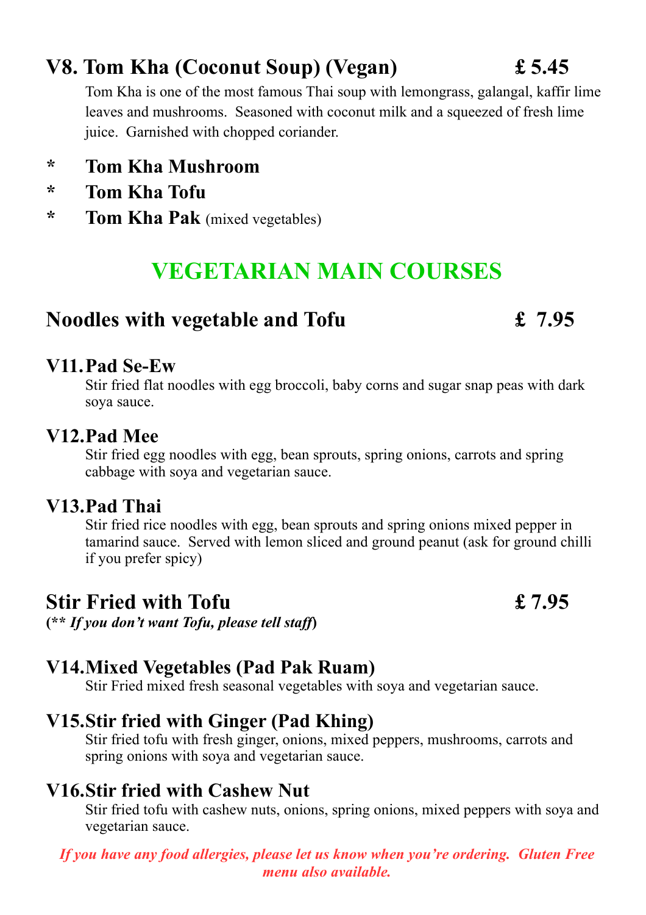## V8. Tom Kha (Coconut Soup) (Vegan) £ 5.45

Tom Kha is one of the most famous Thai soup with lemongrass, galangal, kaffir lime leaves and mushrooms. Seasoned with coconut milk and a squeezed of fresh lime juice. Garnished with chopped coriander.

- **Tom Kha Mushroom**
- **Tom Kha Tofu**
- **Tom Kha Pak** (mixed vegetables)

# VEGETARIAN MAIN COURSES

## Noodles with vegetable and Tofu £ 7.95

### V11. Pad Se-Ew

Stir fried flat noodles with egg broccoli, baby corns and sugar snap peas with dark soya sauce.

### V12. Pad Mee

Stir fried egg noodles with egg, bean sprouts, spring onions, carrots and spring cabbage with soya and vegetarian sauce.

### V13. Pad Thai

Stir fried rice noodles with egg, bean sprouts and spring onions mixed pepper in tamarind sauce. Served with lemon sliced and ground peanut (ask for ground chilli if you prefer spicy)

## Stir Fried with Tofu £ 7.95

**(*** ***If you don't want Tofu, please tell staff*****)**

### V14. Mixed Vegetables (Pad Pak Ruam)

Stir Fried mixed fresh seasonal vegetables with soya and vegetarian sauce.

### V15. Stir fried with Ginger (Pad Khing)

Stir fried tofu with fresh ginger, onions, mixed peppers, mushrooms, carrots and spring onions with soya and vegetarian sauce.

### V16. Stir fried with Cashew Nut

Stir fried tofu with cashew nuts, onions, spring onions, mixed peppers with soya and vegetarian sauce.

***If you have any food allergies, please let us know when you're ordering. Gluten Free menu also available.***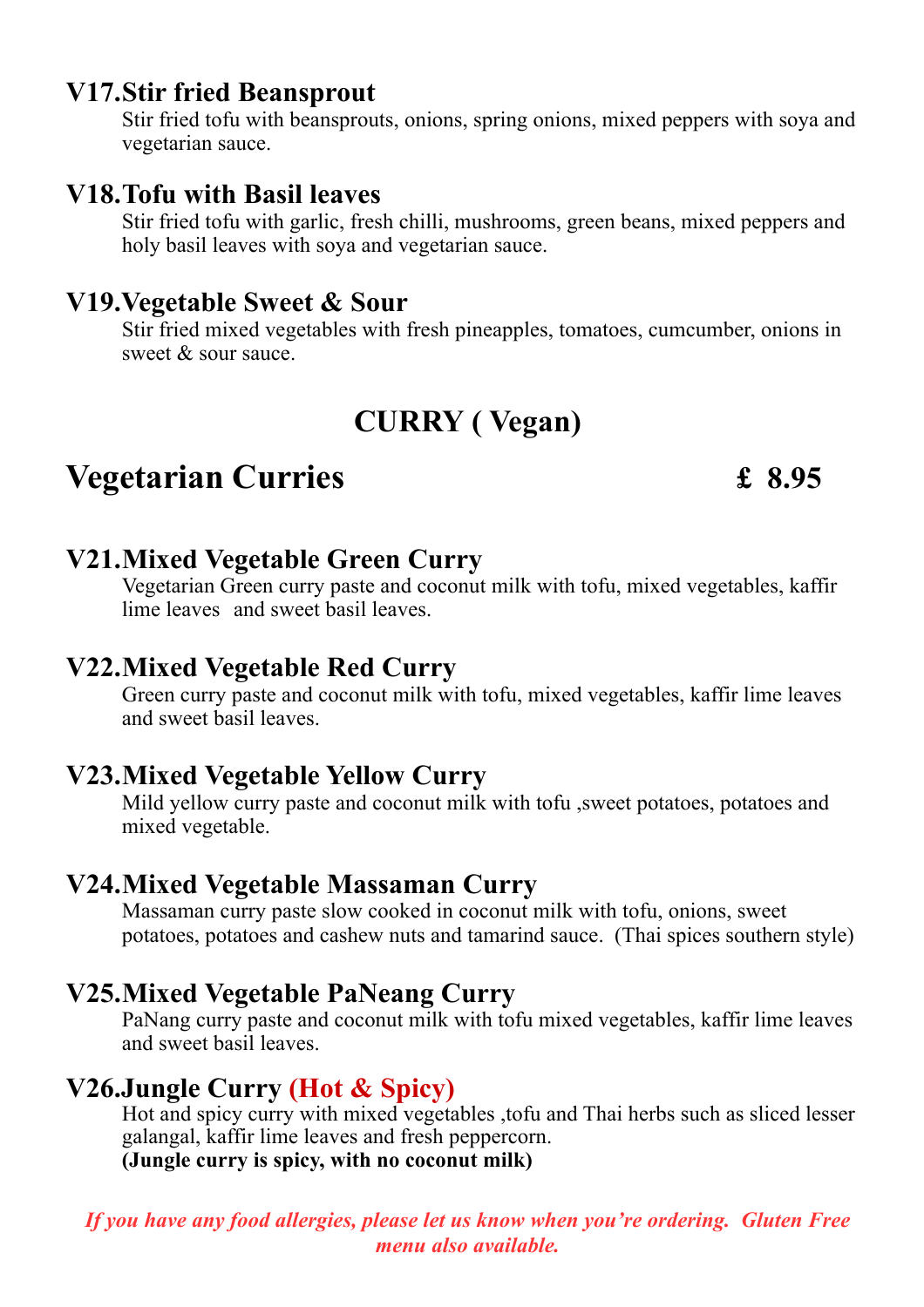### V17.Stir fried Beansprout

Stir fried tofu with beansprouts, onions, spring onions, mixed peppers with soya and vegetarian sauce.

### V18.Tofu with Basil leaves

Stir fried tofu with garlic, fresh chilli, mushrooms, green beans, mixed peppers and holy basil leaves with soya and vegetarian sauce.

### V19.Vegetable Sweet & Sour

Stir fried mixed vegetables with fresh pineapples, tomatoes, cumcumber, onions in sweet & sour sauce.

## CURRY ( Vegan)

## Vegetarian Curries £ 8.95

### V21.Mixed Vegetable Green Curry

Vegetarian Green curry paste and coconut milk with tofu, mixed vegetables, kaffir lime leaves and sweet basil leaves.

### V22.Mixed Vegetable Red Curry

Green curry paste and coconut milk with tofu, mixed vegetables, kaffir lime leaves and sweet basil leaves.

### V23.Mixed Vegetable Yellow Curry

Mild yellow curry paste and coconut milk with tofu ,sweet potatoes, potatoes and mixed vegetable.

### V24.Mixed Vegetable Massaman Curry

Massaman curry paste slow cooked in coconut milk with tofu, onions, sweet potatoes, potatoes and cashew nuts and tamarind sauce. (Thai spices southern style)

### V25.Mixed Vegetable PaNeang Curry

PaNang curry paste and coconut milk with tofu mixed vegetables, kaffir lime leaves and sweet basil leaves.

### V26.Jungle Curry (Hot & Spicy)

Hot and spicy curry with mixed vegetables ,tofu and Thai herbs such as sliced lesser galangal, kaffir lime leaves and fresh peppercorn.
**(Jungle curry is spicy, with no coconut milk)**

***If you have any food allergies, please let us know when you're ordering. Gluten Free menu also available.***